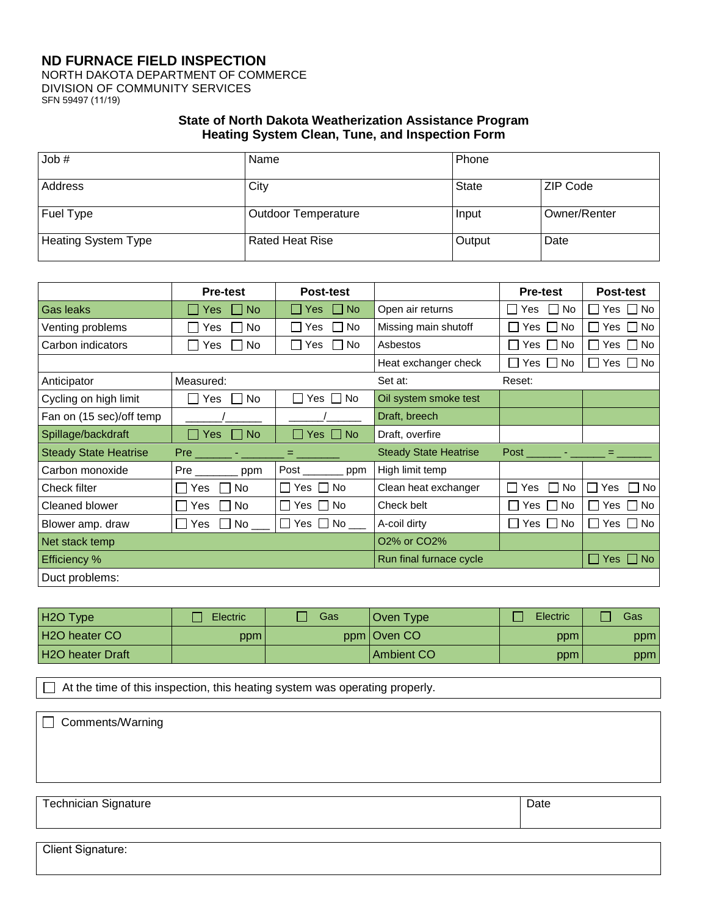# ND FURNACE FIELD INSPECTION

NORTH DAKOTA DEPARTMENT OF COMMERCE
DIVISION OF COMMUNITY SERVICES
SFN 59497 (11/19)

## State of North Dakota Weatherization Assistance Program
## Heating System Clean, Tune, and Inspection Form

| Job # | Name | Phone | |
|---|---|---|---|
| Address | City | State | ZIP Code |
| Fuel Type | Outdoor Temperature | Input | Owner/Renter |
| Heating System Type | Rated Heat Rise | Output | Date |

| | Pre-test | Post-test | | Pre-test | Post-test |
|---|---|---|---|---|---|
| Gas leaks | ☐ Yes ☐ No | ☐ Yes ☐ No | Open air returns | ☐ Yes ☐ No | ☐ Yes ☐ No |
| Venting problems | ☐ Yes ☐ No | ☐ Yes ☐ No | Missing main shutoff | ☐ Yes ☐ No | ☐ Yes ☐ No |
| Carbon indicators | ☐ Yes ☐ No | ☐ Yes ☐ No | Asbestos | ☐ Yes ☐ No | ☐ Yes ☐ No |
| | | | Heat exchanger check | ☐ Yes ☐ No | ☐ Yes ☐ No |
| Anticipator | Measured: | | Set at: | Reset: | |
| Cycling on high limit | ☐ Yes ☐ No | ☐ Yes ☐ No | Oil system smoke test | | |
| Fan on (15 sec)/off temp | ______/______ | ______/______ | Draft, breech | | |
| Spillage/backdraft | ☐ Yes ☐ No | ☐ Yes ☐ No | Draft, overfire | | |
| Steady State Heatrise | Pre ______ - _______ = _______ | | Steady State Heatrise | Post ______ - ______ = ______ | |
| Carbon monoxide | Pre _______ ppm | Post _______ ppm | High limit temp | | |
| Check filter | ☐ Yes ☐ No | ☐ Yes ☐ No | Clean heat exchanger | ☐ Yes ☐ No | ☐ Yes ☐ No |
| Cleaned blower | ☐ Yes ☐ No | ☐ Yes ☐ No | Check belt | ☐ Yes ☐ No | ☐ Yes ☐ No |
| Blower amp. draw | ☐ Yes ☐ No ___ | ☐ Yes ☐ No ___ | A-coil dirty | ☐ Yes ☐ No | ☐ Yes ☐ No |
| Net stack temp | | | O2% or CO2% | | |
| Efficiency % | | | Run final furnace cycle | | ☐ Yes ☐ No |
| Duct problems: | | | | | |

| H2O Type | ☐ Electric | ☐ Gas | Oven Type | ☐ Electric | ☐ Gas |
|---|---|---|---|---|---|
| H2O heater CO | ppm | ppm | Oven CO | ppm | ppm |
| H2O heater Draft | | | Ambient CO | ppm | ppm |

☐ At the time of this inspection, this heating system was operating properly.

☐ Comments/Warning

| Technician Signature | Date |
|---|---|
| | |

Client Signature: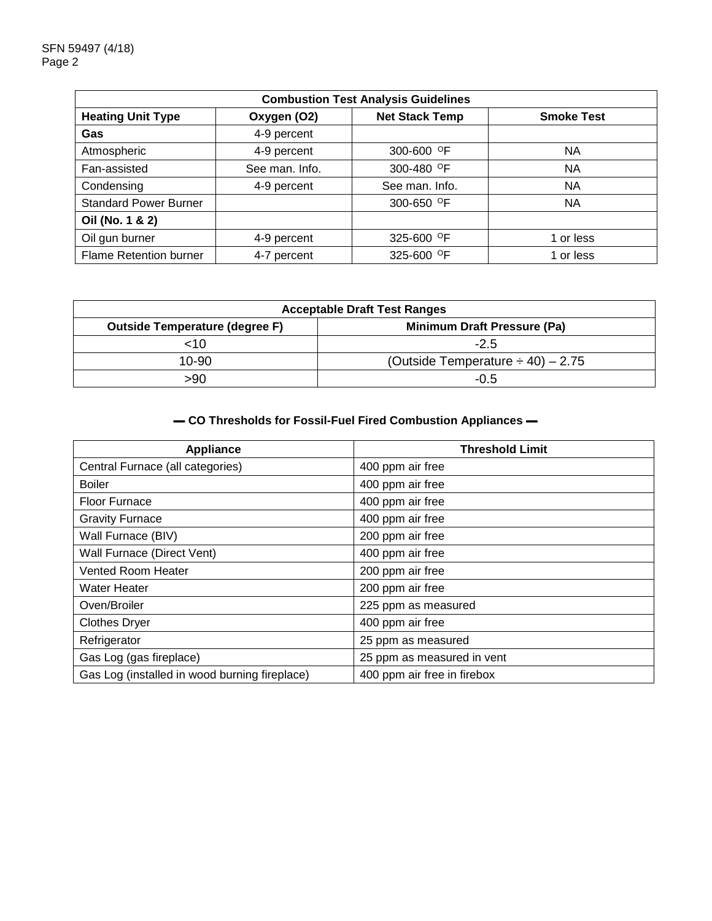| Combustion Test Analysis Guidelines | | | |
|---|---|---|---|
| **Heating Unit Type** | **Oxygen ($O_2$)** | **Net Stack Temp** | **Smoke Test** |
| **Gas** | 4-9 percent | | |
| Atmospheric | 4-9 percent | 300-600 °F | NA |
| Fan-assisted | See man. Info. | 300-480 °F | NA |
| Condensing | 4-9 percent | See man. Info. | NA |
| Standard Power Burner | | 300-650 °F | NA |
| **Oil (No. 1 & 2)** | | | |
| Oil gun burner | 4-9 percent | 325-600 °F | 1 or less |
| Flame Retention burner | 4-7 percent | 325-600 °F | 1 or less |

| Acceptable Draft Test Ranges | |
|---|---|
| **Outside Temperature (degree F)** | **Minimum Draft Pressure (Pa)** |
| <10 | -2.5 |
| 10-90 | (Outside Temperature ÷ 40) – 2.75 |
| >90 | -0.5 |

**▬ CO Thresholds for Fossil-Fuel Fired Combustion Appliances ▬**

| Appliance | Threshold Limit |
|---|---|
| Central Furnace (all categories) | 400 ppm air free |
| Boiler | 400 ppm air free |
| Floor Furnace | 400 ppm air free |
| Gravity Furnace | 400 ppm air free |
| Wall Furnace (BIV) | 200 ppm air free |
| Wall Furnace (Direct Vent) | 400 ppm air free |
| Vented Room Heater | 200 ppm air free |
| Water Heater | 200 ppm air free |
| Oven/Broiler | 225 ppm as measured |
| Clothes Dryer | 400 ppm air free |
| Refrigerator | 25 ppm as measured |
| Gas Log (gas fireplace) | 25 ppm as measured in vent |
| Gas Log (installed in wood burning fireplace) | 400 ppm air free in firebox |